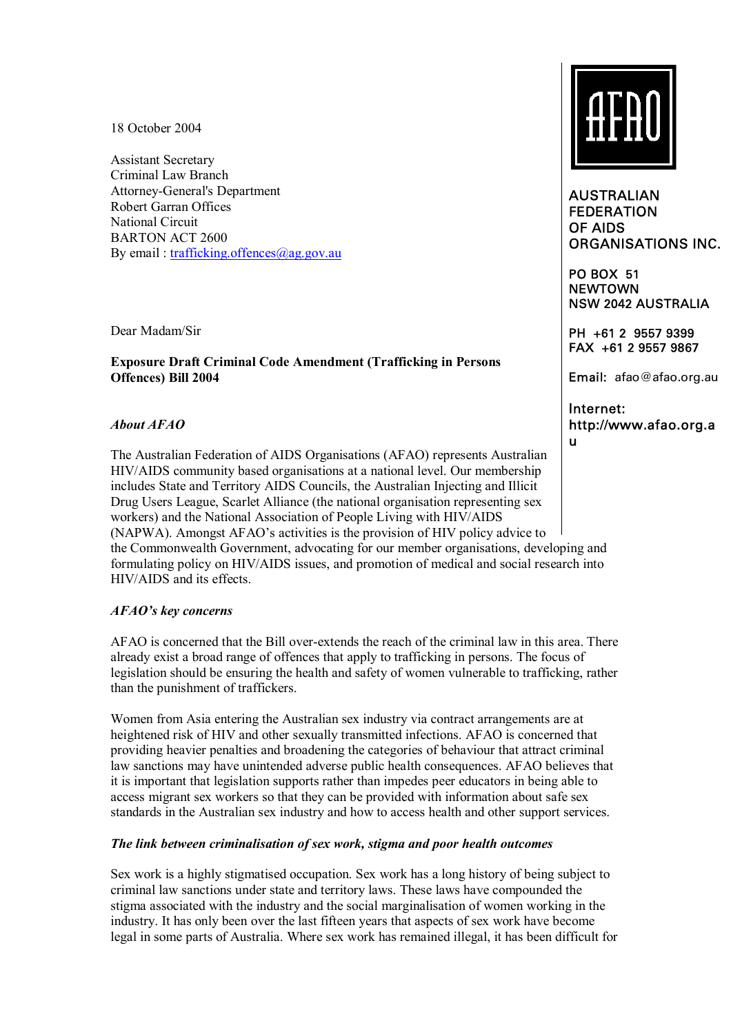AUSTRALIAN FEDERATION OF AIDS ORGANISATIONS INC.

PO BOX 51
NEWTOWN
NSW 2042 AUSTRALIA

PH +61 2 9557 9399
FAX +61 2 9557 9867

Email: afao@afao.org.au

Internet: http://www.afao.org.au

18 October 2004

Assistant Secretary
Criminal Law Branch
Attorney-General's Department
Robert Garran Offices
National Circuit
BARTON ACT 2600
By email : trafficking.offences@ag.gov.au

Dear Madam/Sir

**Exposure Draft Criminal Code Amendment (Trafficking in Persons Offences) Bill 2004**

***About AFAO***

The Australian Federation of AIDS Organisations (AFAO) represents Australian HIV/AIDS community based organisations at a national level. Our membership includes State and Territory AIDS Councils, the Australian Injecting and Illicit Drug Users League, Scarlet Alliance (the national organisation representing sex workers) and the National Association of People Living with HIV/AIDS (NAPWA). Amongst AFAO's activities is the provision of HIV policy advice to the Commonwealth Government, advocating for our member organisations, developing and formulating policy on HIV/AIDS issues, and promotion of medical and social research into HIV/AIDS and its effects.

***AFAO's key concerns***

AFAO is concerned that the Bill over-extends the reach of the criminal law in this area. There already exist a broad range of offences that apply to trafficking in persons. The focus of legislation should be ensuring the health and safety of women vulnerable to trafficking, rather than the punishment of traffickers.

Women from Asia entering the Australian sex industry via contract arrangements are at heightened risk of HIV and other sexually transmitted infections. AFAO is concerned that providing heavier penalties and broadening the categories of behaviour that attract criminal law sanctions may have unintended adverse public health consequences. AFAO believes that it is important that legislation supports rather than impedes peer educators in being able to access migrant sex workers so that they can be provided with information about safe sex standards in the Australian sex industry and how to access health and other support services.

***The link between criminalisation of sex work, stigma and poor health outcomes***

Sex work is a highly stigmatised occupation. Sex work has a long history of being subject to criminal law sanctions under state and territory laws. These laws have compounded the stigma associated with the industry and the social marginalisation of women working in the industry. It has only been over the last fifteen years that aspects of sex work have become legal in some parts of Australia. Where sex work has remained illegal, it has been difficult for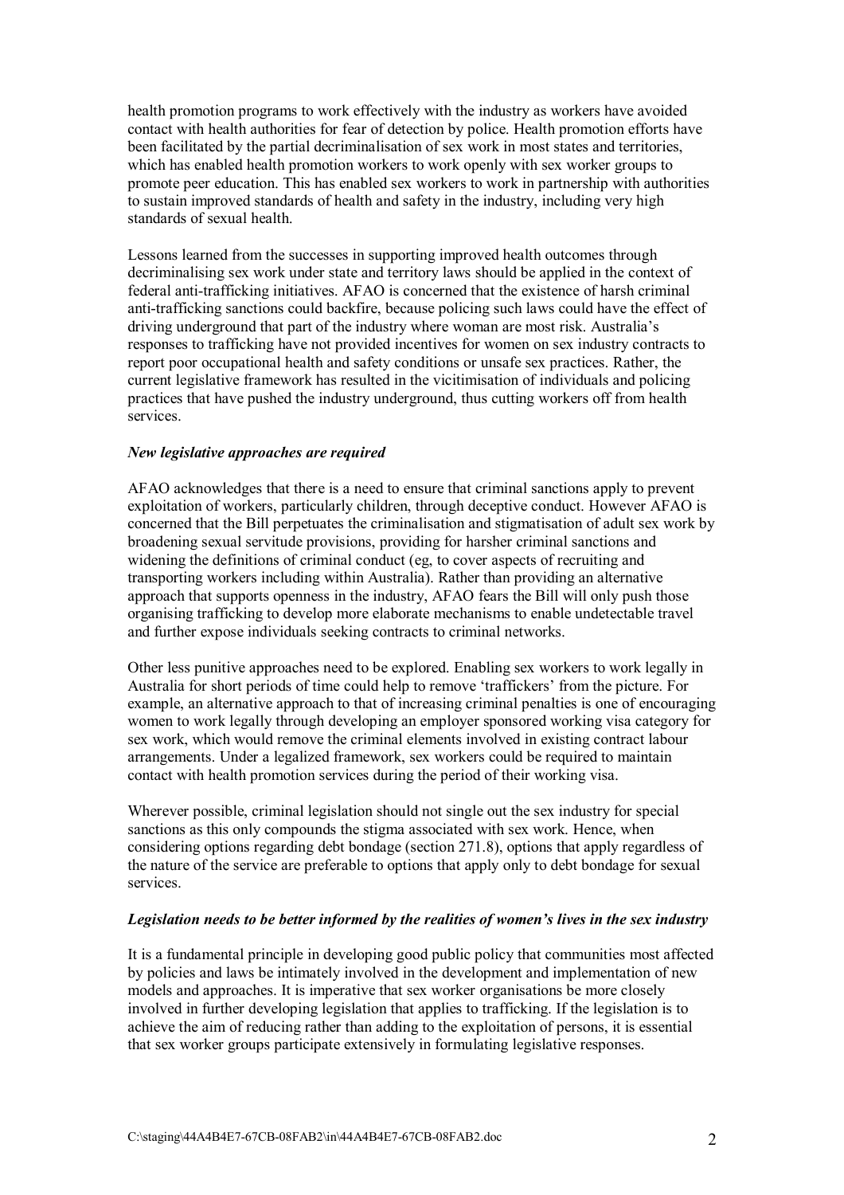health promotion programs to work effectively with the industry as workers have avoided contact with health authorities for fear of detection by police. Health promotion efforts have been facilitated by the partial decriminalisation of sex work in most states and territories, which has enabled health promotion workers to work openly with sex worker groups to promote peer education. This has enabled sex workers to work in partnership with authorities to sustain improved standards of health and safety in the industry, including very high standards of sexual health.

Lessons learned from the successes in supporting improved health outcomes through decriminalising sex work under state and territory laws should be applied in the context of federal anti-trafficking initiatives. AFAO is concerned that the existence of harsh criminal anti-trafficking sanctions could backfire, because policing such laws could have the effect of driving underground that part of the industry where woman are most risk. Australia's responses to trafficking have not provided incentives for women on sex industry contracts to report poor occupational health and safety conditions or unsafe sex practices. Rather, the current legislative framework has resulted in the vicitimisation of individuals and policing practices that have pushed the industry underground, thus cutting workers off from health services.

***New legislative approaches are required***

AFAO acknowledges that there is a need to ensure that criminal sanctions apply to prevent exploitation of workers, particularly children, through deceptive conduct. However AFAO is concerned that the Bill perpetuates the criminalisation and stigmatisation of adult sex work by broadening sexual servitude provisions, providing for harsher criminal sanctions and widening the definitions of criminal conduct (eg, to cover aspects of recruiting and transporting workers including within Australia). Rather than providing an alternative approach that supports openness in the industry, AFAO fears the Bill will only push those organising trafficking to develop more elaborate mechanisms to enable undetectable travel and further expose individuals seeking contracts to criminal networks.

Other less punitive approaches need to be explored. Enabling sex workers to work legally in Australia for short periods of time could help to remove 'traffickers' from the picture. For example, an alternative approach to that of increasing criminal penalties is one of encouraging women to work legally through developing an employer sponsored working visa category for sex work, which would remove the criminal elements involved in existing contract labour arrangements. Under a legalized framework, sex workers could be required to maintain contact with health promotion services during the period of their working visa.

Wherever possible, criminal legislation should not single out the sex industry for special sanctions as this only compounds the stigma associated with sex work. Hence, when considering options regarding debt bondage (section 271.8), options that apply regardless of the nature of the service are preferable to options that apply only to debt bondage for sexual services.

***Legislation needs to be better informed by the realities of women's lives in the sex industry***

It is a fundamental principle in developing good public policy that communities most affected by policies and laws be intimately involved in the development and implementation of new models and approaches. It is imperative that sex worker organisations be more closely involved in further developing legislation that applies to trafficking. If the legislation is to achieve the aim of reducing rather than adding to the exploitation of persons, it is essential that sex worker groups participate extensively in formulating legislative responses.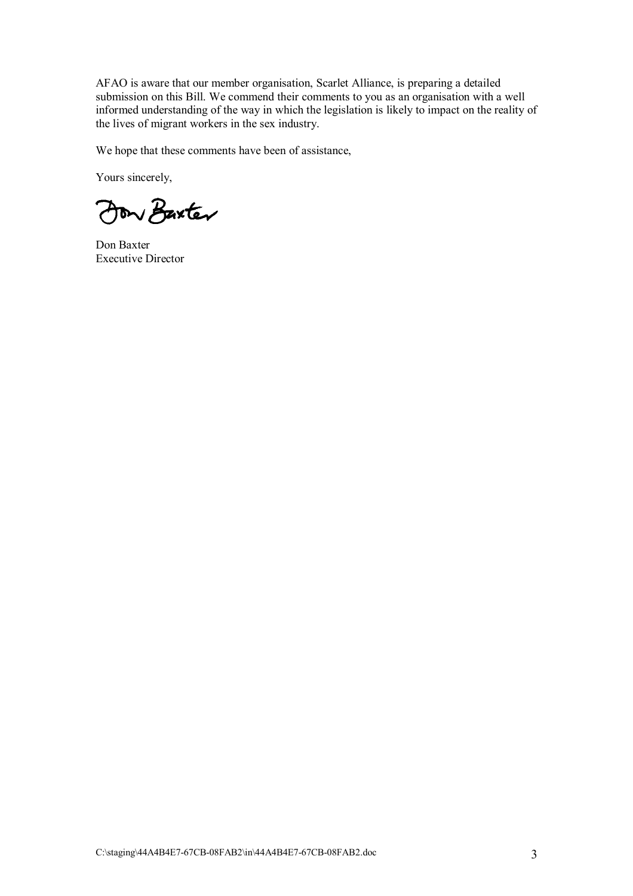AFAO is aware that our member organisation, Scarlet Alliance, is preparing a detailed submission on this Bill. We commend their comments to you as an organisation with a well informed understanding of the way in which the legislation is likely to impact on the reality of the lives of migrant workers in the sex industry.

We hope that these comments have been of assistance,

Yours sincerely,

Don Baxter
Executive Director

C:\staging\44A4B4E7-67CB-08FAB2\in\44A4B4E7-67CB-08FAB2.doc